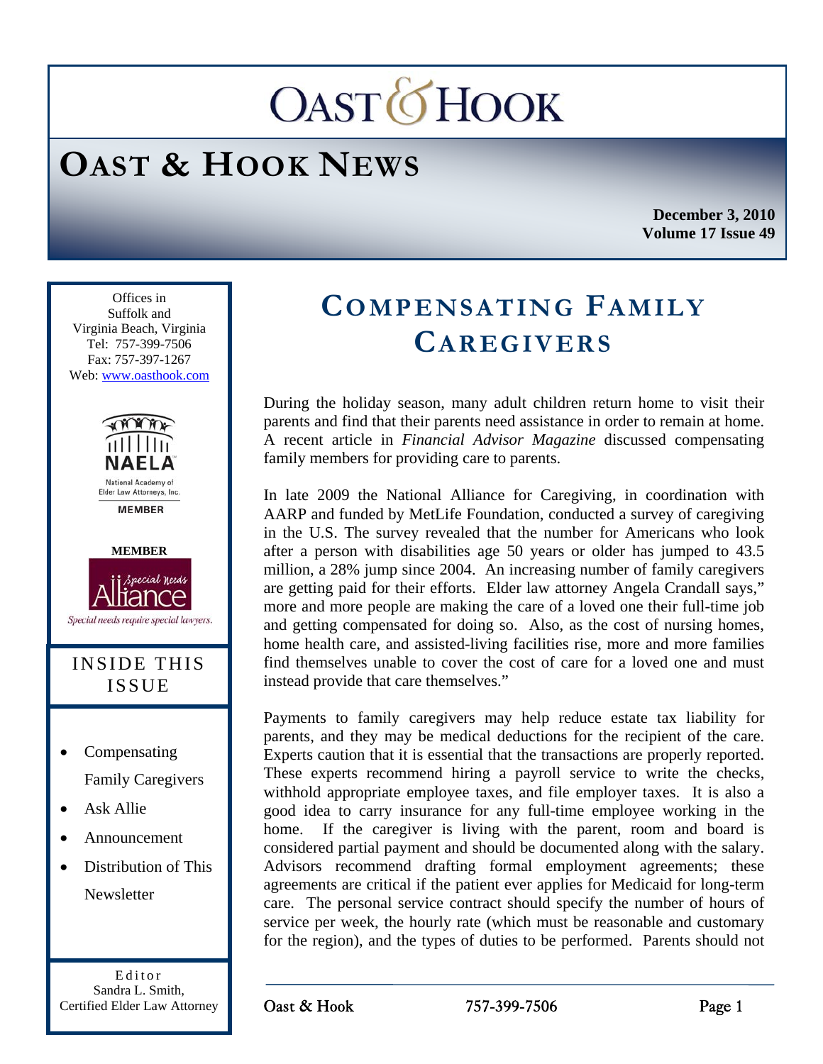# OAST & HOOK

## OAST & HOOK NEWS

**December 3, 2010**
**Volume 17 Issue 49**

Offices in
Suffolk and
Virginia Beach, Virginia
Tel: 757-399-7506
Fax: 757-397-1267
Web: www.oasthook.com

NAELA
National Academy of Elder Law Attorneys, Inc.
MEMBER

MEMBER
Special Needs Alliance
Special needs require special lawyers.

### INSIDE THIS ISSUE

- Compensating Family Caregivers
- Ask Allie
- Announcement
- Distribution of This Newsletter

Editor
Sandra L. Smith,
Certified Elder Law Attorney

## COMPENSATING FAMILY CAREGIVERS

During the holiday season, many adult children return home to visit their parents and find that their parents need assistance in order to remain at home. A recent article in *Financial Advisor Magazine* discussed compensating family members for providing care to parents.

In late 2009 the National Alliance for Caregiving, in coordination with AARP and funded by MetLife Foundation, conducted a survey of caregiving in the U.S. The survey revealed that the number for Americans who look after a person with disabilities age 50 years or older has jumped to 43.5 million, a 28% jump since 2004. An increasing number of family caregivers are getting paid for their efforts. Elder law attorney Angela Crandall says," more and more people are making the care of a loved one their full-time job and getting compensated for doing so. Also, as the cost of nursing homes, home health care, and assisted-living facilities rise, more and more families find themselves unable to cover the cost of care for a loved one and must instead provide that care themselves."

Payments to family caregivers may help reduce estate tax liability for parents, and they may be medical deductions for the recipient of the care. Experts caution that it is essential that the transactions are properly reported. These experts recommend hiring a payroll service to write the checks, withhold appropriate employee taxes, and file employer taxes. It is also a good idea to carry insurance for any full-time employee working in the home. If the caregiver is living with the parent, room and board is considered partial payment and should be documented along with the salary. Advisors recommend drafting formal employment agreements; these agreements are critical if the patient ever applies for Medicaid for long-term care. The personal service contract should specify the number of hours of service per week, the hourly rate (which must be reasonable and customary for the region), and the types of duties to be performed. Parents should not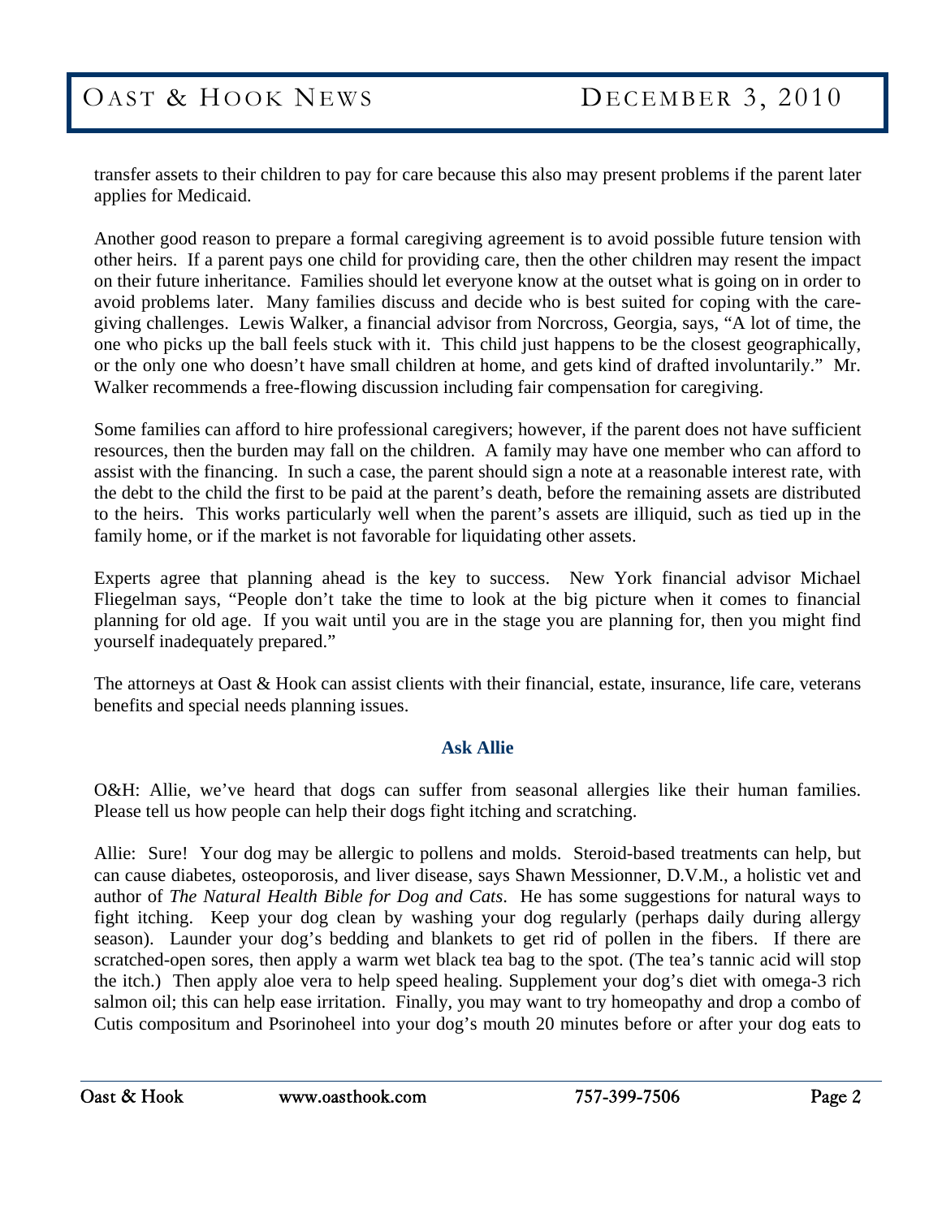transfer assets to their children to pay for care because this also may present problems if the parent later applies for Medicaid.

Another good reason to prepare a formal caregiving agreement is to avoid possible future tension with other heirs. If a parent pays one child for providing care, then the other children may resent the impact on their future inheritance. Families should let everyone know at the outset what is going on in order to avoid problems later. Many families discuss and decide who is best suited for coping with the care-giving challenges. Lewis Walker, a financial advisor from Norcross, Georgia, says, "A lot of time, the one who picks up the ball feels stuck with it. This child just happens to be the closest geographically, or the only one who doesn't have small children at home, and gets kind of drafted involuntarily." Mr. Walker recommends a free-flowing discussion including fair compensation for caregiving.

Some families can afford to hire professional caregivers; however, if the parent does not have sufficient resources, then the burden may fall on the children. A family may have one member who can afford to assist with the financing. In such a case, the parent should sign a note at a reasonable interest rate, with the debt to the child the first to be paid at the parent's death, before the remaining assets are distributed to the heirs. This works particularly well when the parent's assets are illiquid, such as tied up in the family home, or if the market is not favorable for liquidating other assets.

Experts agree that planning ahead is the key to success. New York financial advisor Michael Fliegelman says, "People don't take the time to look at the big picture when it comes to financial planning for old age. If you wait until you are in the stage you are planning for, then you might find yourself inadequately prepared."

The attorneys at Oast & Hook can assist clients with their financial, estate, insurance, life care, veterans benefits and special needs planning issues.

### Ask Allie

O&H: Allie, we've heard that dogs can suffer from seasonal allergies like their human families. Please tell us how people can help their dogs fight itching and scratching.

Allie: Sure! Your dog may be allergic to pollens and molds. Steroid-based treatments can help, but can cause diabetes, osteoporosis, and liver disease, says Shawn Messionner, D.V.M., a holistic vet and author of *The Natural Health Bible for Dog and Cats*. He has some suggestions for natural ways to fight itching. Keep your dog clean by washing your dog regularly (perhaps daily during allergy season). Launder your dog's bedding and blankets to get rid of pollen in the fibers. If there are scratched-open sores, then apply a warm wet black tea bag to the spot. (The tea's tannic acid will stop the itch.) Then apply aloe vera to help speed healing. Supplement your dog's diet with omega-3 rich salmon oil; this can help ease irritation. Finally, you may want to try homeopathy and drop a combo of Cutis compositum and Psorinoheel into your dog's mouth 20 minutes before or after your dog eats to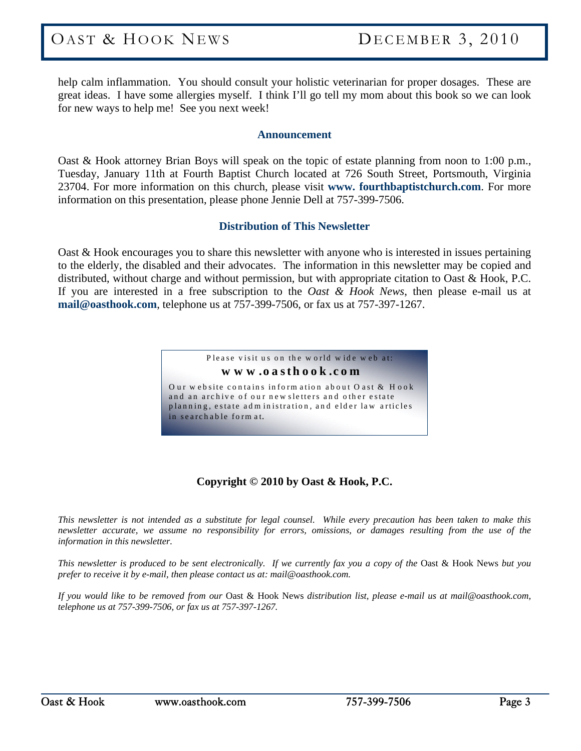help calm inflammation. You should consult your holistic veterinarian for proper dosages. These are great ideas. I have some allergies myself. I think I'll go tell my mom about this book so we can look for new ways to help me! See you next week!

### Announcement

Oast & Hook attorney Brian Boys will speak on the topic of estate planning from noon to 1:00 p.m., Tuesday, January 11th at Fourth Baptist Church located at 726 South Street, Portsmouth, Virginia 23704. For more information on this church, please visit **www. fourthbaptistchurch.com**. For more information on this presentation, please phone Jennie Dell at 757-399-7506.

### Distribution of This Newsletter

Oast & Hook encourages you to share this newsletter with anyone who is interested in issues pertaining to the elderly, the disabled and their advocates. The information in this newsletter may be copied and distributed, without charge and without permission, but with appropriate citation to Oast & Hook, P.C. If you are interested in a free subscription to the *Oast & Hook News*, then please e-mail us at **mail@oasthook.com**, telephone us at 757-399-7506, or fax us at 757-397-1267.

Please visit us on the world wide web at:

**www.oasthook.com**

Our website contains information about Oast & Hook and an archive of our newsletters and other estate planning, estate administration, and elder law articles in searchable format.

**Copyright © 2010 by Oast & Hook, P.C.**

*This newsletter is not intended as a substitute for legal counsel. While every precaution has been taken to make this newsletter accurate, we assume no responsibility for errors, omissions, or damages resulting from the use of the information in this newsletter.*

*This newsletter is produced to be sent electronically. If we currently fax you a copy of the* Oast & Hook News *but you prefer to receive it by e-mail, then please contact us at: mail@oasthook.com.*

*If you would like to be removed from our* Oast & Hook News *distribution list, please e-mail us at mail@oasthook.com, telephone us at 757-399-7506, or fax us at 757-397-1267.*